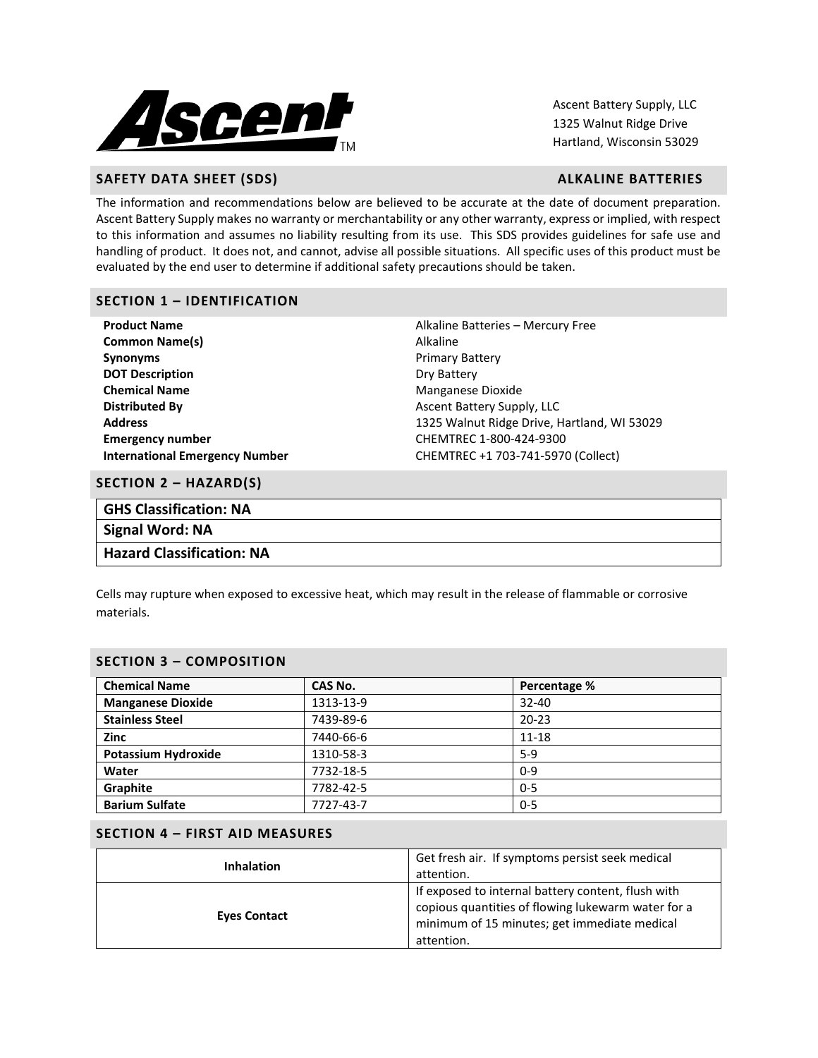Ascent Battery Supply, LLC
1325 Walnut Ridge Drive
Hartland, Wisconsin 53029

## SAFETY DATA SHEET (SDS) — ALKALINE BATTERIES

The information and recommendations below are believed to be accurate at the date of document preparation. Ascent Battery Supply makes no warranty or merchantability or any other warranty, express or implied, with respect to this information and assumes no liability resulting from its use. This SDS provides guidelines for safe use and handling of product. It does not, and cannot, advise all possible situations. All specific uses of this product must be evaluated by the end user to determine if additional safety precautions should be taken.

## SECTION 1 – IDENTIFICATION

| | |
|---|---|
| **Product Name** | Alkaline Batteries – Mercury Free |
| **Common Name(s)** | Alkaline |
| **Synonyms** | Primary Battery |
| **DOT Description** | Dry Battery |
| **Chemical Name** | Manganese Dioxide |
| **Distributed By** | Ascent Battery Supply, LLC |
| **Address** | 1325 Walnut Ridge Drive, Hartland, WI 53029 |
| **Emergency number** | CHEMTREC 1-800-424-9300 |
| **International Emergency Number** | CHEMTREC +1 703-741-5970 (Collect) |

## SECTION 2 – HAZARD(S)

| |
|---|
| **GHS Classification: NA** |
| **Signal Word: NA** |
| **Hazard Classification: NA** |

Cells may rupture when exposed to excessive heat, which may result in the release of flammable or corrosive materials.

## SECTION 3 – COMPOSITION

| Chemical Name | CAS No. | Percentage % |
|---|---|---|
| **Manganese Dioxide** | 1313-13-9 | 32-40 |
| **Stainless Steel** | 7439-89-6 | 20-23 |
| **Zinc** | 7440-66-6 | 11-18 |
| **Potassium Hydroxide** | 1310-58-3 | 5-9 |
| **Water** | 7732-18-5 | 0-9 |
| **Graphite** | 7782-42-5 | 0-5 |
| **Barium Sulfate** | 7727-43-7 | 0-5 |

## SECTION 4 – FIRST AID MEASURES

| | |
|---|---|
| **Inhalation** | Get fresh air. If symptoms persist seek medical attention. |
| **Eyes Contact** | If exposed to internal battery content, flush with copious quantities of flowing lukewarm water for a minimum of 15 minutes; get immediate medical attention. |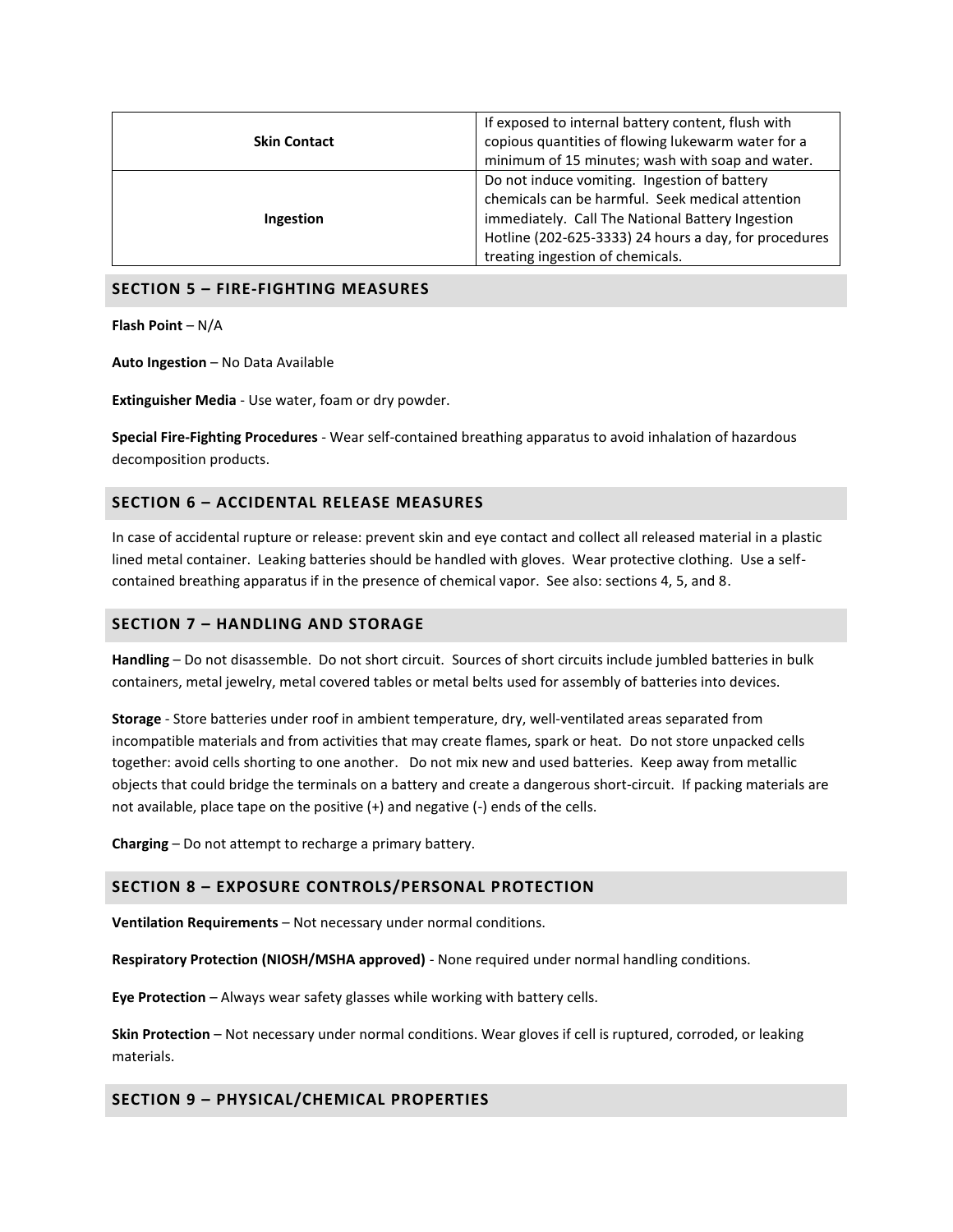| Skin Contact | If exposed to internal battery content, flush with copious quantities of flowing lukewarm water for a minimum of 15 minutes; wash with soap and water. |
|---|---|
| Ingestion | Do not induce vomiting. Ingestion of battery chemicals can be harmful. Seek medical attention immediately. Call The National Battery Ingestion Hotline (202-625-3333) 24 hours a day, for procedures treating ingestion of chemicals. |

## SECTION 5 – FIRE-FIGHTING MEASURES

**Flash Point** – N/A

**Auto Ingestion** – No Data Available

**Extinguisher Media** - Use water, foam or dry powder.

**Special Fire-Fighting Procedures** - Wear self-contained breathing apparatus to avoid inhalation of hazardous decomposition products.

## SECTION 6 – ACCIDENTAL RELEASE MEASURES

In case of accidental rupture or release: prevent skin and eye contact and collect all released material in a plastic lined metal container. Leaking batteries should be handled with gloves. Wear protective clothing. Use a self-contained breathing apparatus if in the presence of chemical vapor. See also: sections 4, 5, and 8.

## SECTION 7 – HANDLING AND STORAGE

**Handling** – Do not disassemble. Do not short circuit. Sources of short circuits include jumbled batteries in bulk containers, metal jewelry, metal covered tables or metal belts used for assembly of batteries into devices.

**Storage** - Store batteries under roof in ambient temperature, dry, well-ventilated areas separated from incompatible materials and from activities that may create flames, spark or heat. Do not store unpacked cells together: avoid cells shorting to one another. Do not mix new and used batteries. Keep away from metallic objects that could bridge the terminals on a battery and create a dangerous short-circuit. If packing materials are not available, place tape on the positive (+) and negative (-) ends of the cells.

**Charging** – Do not attempt to recharge a primary battery.

## SECTION 8 – EXPOSURE CONTROLS/PERSONAL PROTECTION

**Ventilation Requirements** – Not necessary under normal conditions.

**Respiratory Protection (NIOSH/MSHA approved)** - None required under normal handling conditions.

**Eye Protection** – Always wear safety glasses while working with battery cells.

**Skin Protection** – Not necessary under normal conditions. Wear gloves if cell is ruptured, corroded, or leaking materials.

## SECTION 9 – PHYSICAL/CHEMICAL PROPERTIES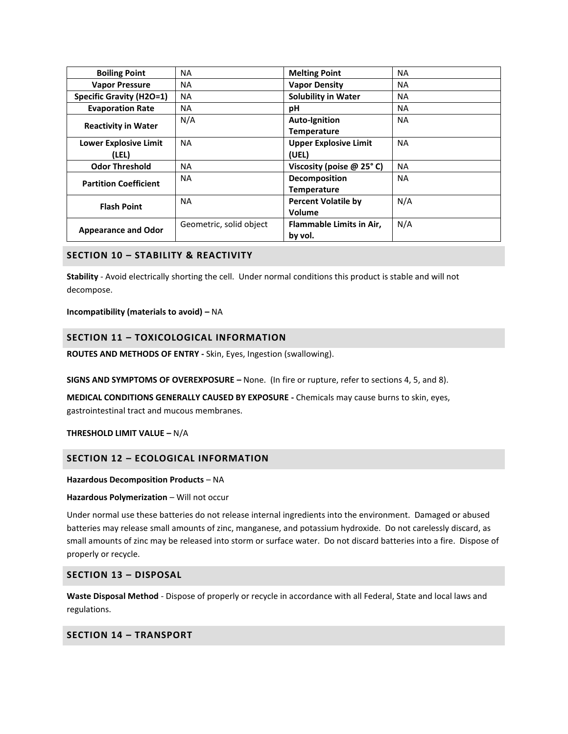| Boiling Point | NA | Melting Point | NA |
|---|---|---|---|
| Vapor Pressure | NA | Vapor Density | NA |
| Specific Gravity (H2O=1) | NA | Solubility in Water | NA |
| Evaporation Rate | NA | pH | NA |
| Reactivity in Water | N/A | Auto-Ignition Temperature | NA |
| Lower Explosive Limit (LEL) | NA | Upper Explosive Limit (UEL) | NA |
| Odor Threshold | NA | Viscosity (poise @ 25° C) | NA |
| Partition Coefficient | NA | Decomposition Temperature | NA |
| Flash Point | NA | Percent Volatile by Volume | N/A |
| Appearance and Odor | Geometric, solid object | Flammable Limits in Air, by vol. | N/A |

## SECTION 10 – STABILITY & REACTIVITY

**Stability** - Avoid electrically shorting the cell. Under normal conditions this product is stable and will not decompose.

**Incompatibility (materials to avoid) –** NA

## SECTION 11 – TOXICOLOGICAL INFORMATION

**ROUTES AND METHODS OF ENTRY -** Skin, Eyes, Ingestion (swallowing).

**SIGNS AND SYMPTOMS OF OVEREXPOSURE –** None. (In fire or rupture, refer to sections 4, 5, and 8).

**MEDICAL CONDITIONS GENERALLY CAUSED BY EXPOSURE -** Chemicals may cause burns to skin, eyes, gastrointestinal tract and mucous membranes.

**THRESHOLD LIMIT VALUE –** N/A

## SECTION 12 – ECOLOGICAL INFORMATION

**Hazardous Decomposition Products** – NA

**Hazardous Polymerization** – Will not occur

Under normal use these batteries do not release internal ingredients into the environment. Damaged or abused batteries may release small amounts of zinc, manganese, and potassium hydroxide. Do not carelessly discard, as small amounts of zinc may be released into storm or surface water. Do not discard batteries into a fire. Dispose of properly or recycle.

## SECTION 13 – DISPOSAL

**Waste Disposal Method** - Dispose of properly or recycle in accordance with all Federal, State and local laws and regulations.

## SECTION 14 – TRANSPORT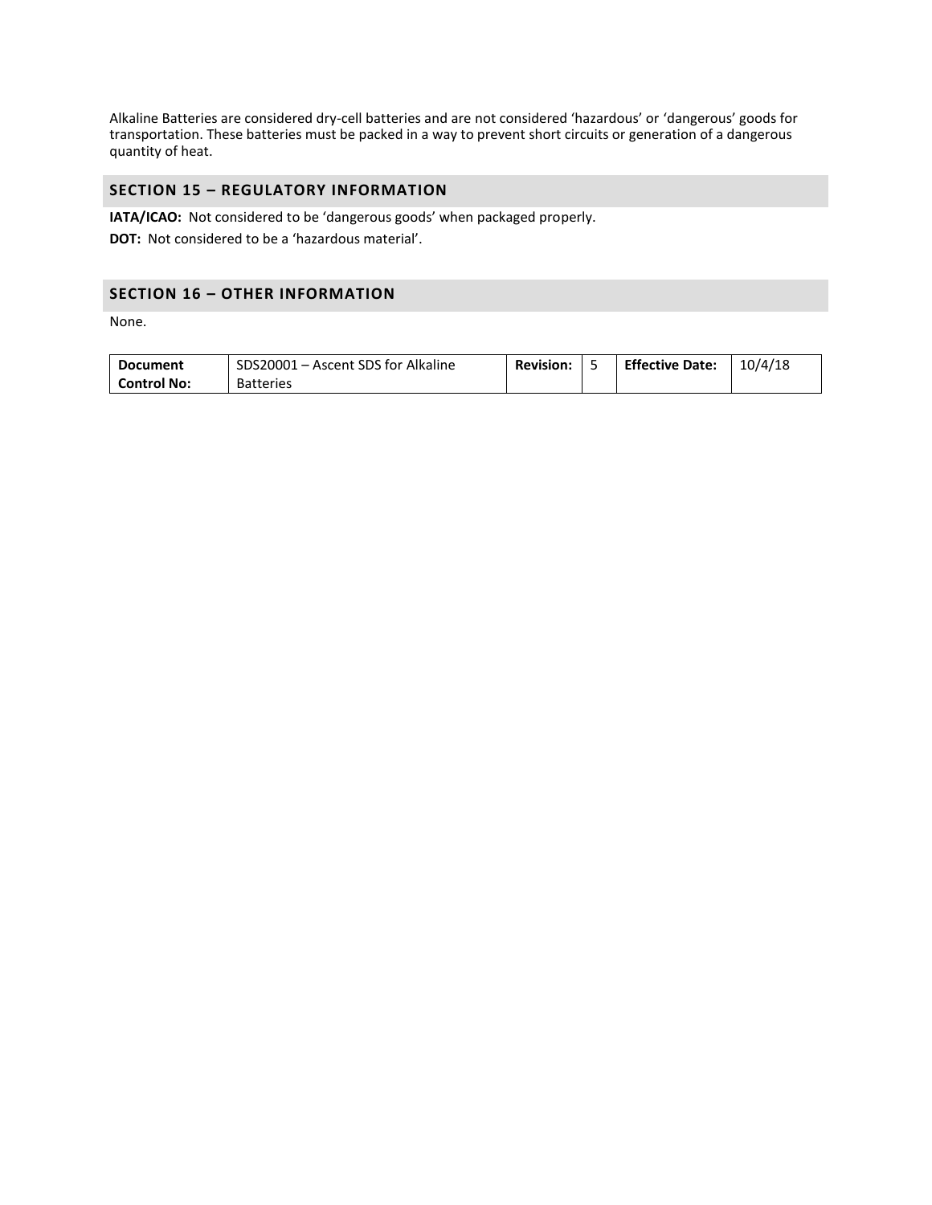Alkaline Batteries are considered dry-cell batteries and are not considered 'hazardous' or 'dangerous' goods for transportation. These batteries must be packed in a way to prevent short circuits or generation of a dangerous quantity of heat.

## SECTION 15 – REGULATORY INFORMATION

**IATA/ICAO:** Not considered to be 'dangerous goods' when packaged properly.

**DOT:** Not considered to be a 'hazardous material'.

## SECTION 16 – OTHER INFORMATION

None.

| | | | | | |
|---|---|---|---|---|---|
| **Document Control No:** | SDS20001 – Ascent SDS for Alkaline Batteries | **Revision:** | 5 | **Effective Date:** | 10/4/18 |